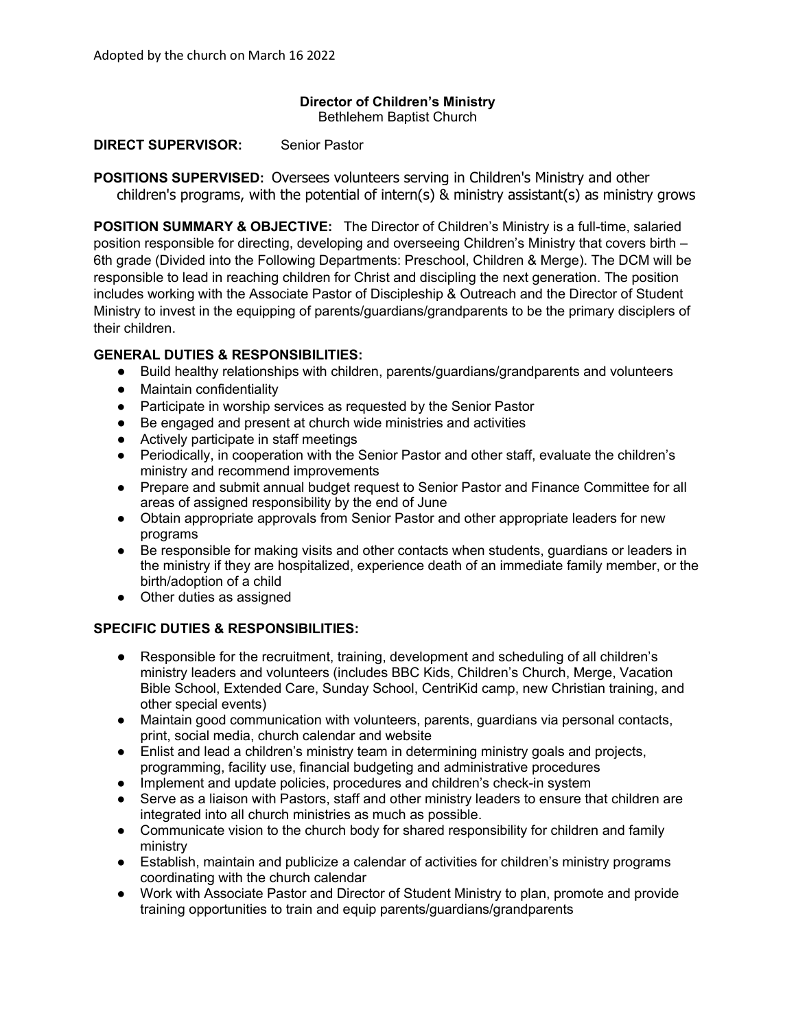Adopted by the church on March 16 2022

**Director of Children's Ministry**
Bethlehem Baptist Church

**DIRECT SUPERVISOR:** Senior Pastor

**POSITIONS SUPERVISED:** Oversees volunteers serving in Children's Ministry and other children's programs, with the potential of intern(s) & ministry assistant(s) as ministry grows

**POSITION SUMMARY & OBJECTIVE:** The Director of Children's Ministry is a full-time, salaried position responsible for directing, developing and overseeing Children's Ministry that covers birth – 6th grade (Divided into the Following Departments: Preschool, Children & Merge). The DCM will be responsible to lead in reaching children for Christ and discipling the next generation. The position includes working with the Associate Pastor of Discipleship & Outreach and the Director of Student Ministry to invest in the equipping of parents/guardians/grandparents to be the primary disciplers of their children.

**GENERAL DUTIES & RESPONSIBILITIES:**

- Build healthy relationships with children, parents/guardians/grandparents and volunteers
- Maintain confidentiality
- Participate in worship services as requested by the Senior Pastor
- Be engaged and present at church wide ministries and activities
- Actively participate in staff meetings
- Periodically, in cooperation with the Senior Pastor and other staff, evaluate the children's ministry and recommend improvements
- Prepare and submit annual budget request to Senior Pastor and Finance Committee for all areas of assigned responsibility by the end of June
- Obtain appropriate approvals from Senior Pastor and other appropriate leaders for new programs
- Be responsible for making visits and other contacts when students, guardians or leaders in the ministry if they are hospitalized, experience death of an immediate family member, or the birth/adoption of a child
- Other duties as assigned

**SPECIFIC DUTIES & RESPONSIBILITIES:**

- Responsible for the recruitment, training, development and scheduling of all children's ministry leaders and volunteers (includes BBC Kids, Children's Church, Merge, Vacation Bible School, Extended Care, Sunday School, CentriKid camp, new Christian training, and other special events)
- Maintain good communication with volunteers, parents, guardians via personal contacts, print, social media, church calendar and website
- Enlist and lead a children's ministry team in determining ministry goals and projects, programming, facility use, financial budgeting and administrative procedures
- Implement and update policies, procedures and children's check-in system
- Serve as a liaison with Pastors, staff and other ministry leaders to ensure that children are integrated into all church ministries as much as possible.
- Communicate vision to the church body for shared responsibility for children and family ministry
- Establish, maintain and publicize a calendar of activities for children's ministry programs coordinating with the church calendar
- Work with Associate Pastor and Director of Student Ministry to plan, promote and provide training opportunities to train and equip parents/guardians/grandparents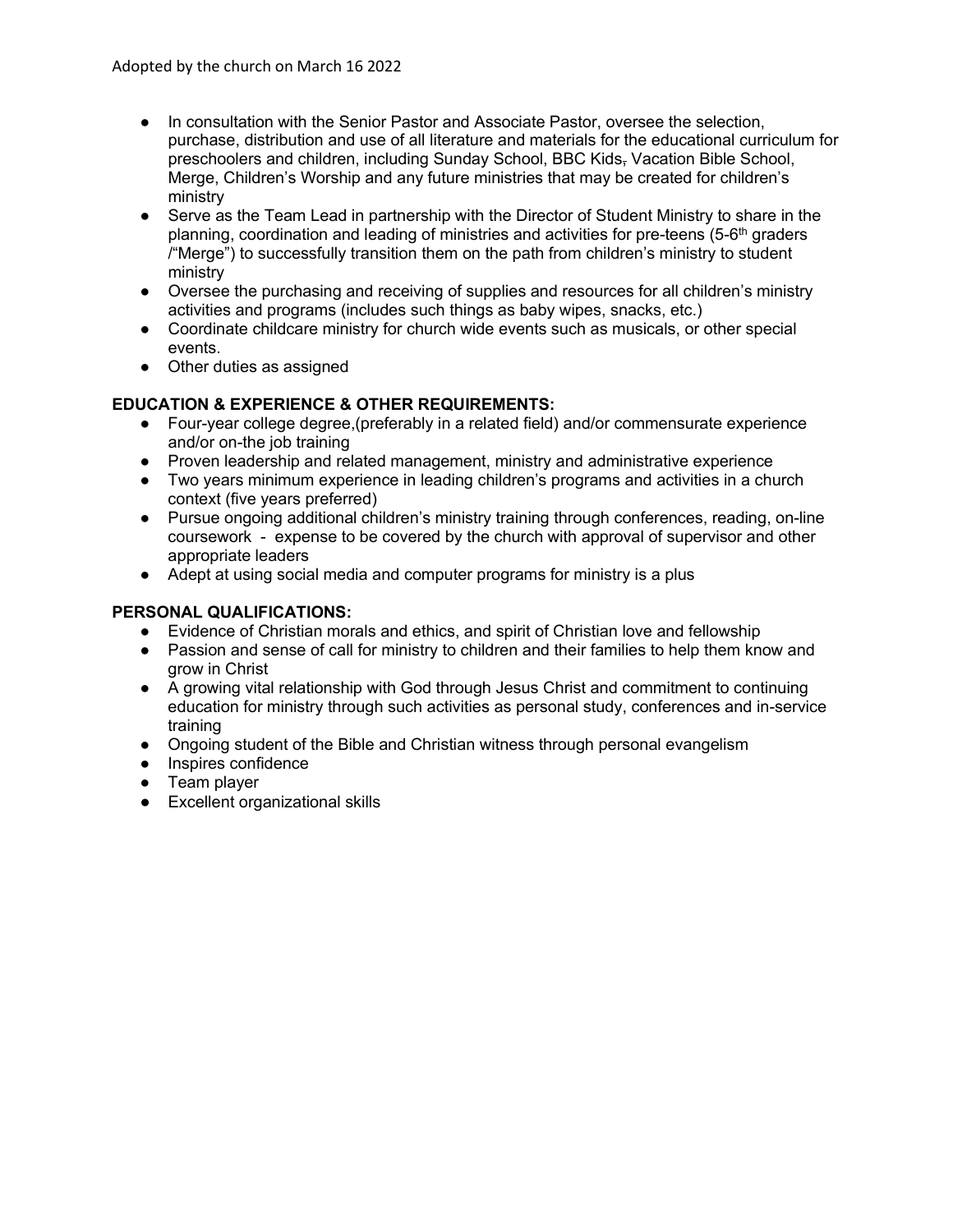Adopted by the church on March 16 2022

- In consultation with the Senior Pastor and Associate Pastor, oversee the selection, purchase, distribution and use of all literature and materials for the educational curriculum for preschoolers and children, including Sunday School, BBC Kids, Vacation Bible School, Merge, Children's Worship and any future ministries that may be created for children's ministry
- Serve as the Team Lead in partnership with the Director of Student Ministry to share in the planning, coordination and leading of ministries and activities for pre-teens (5-6th graders /"Merge") to successfully transition them on the path from children's ministry to student ministry
- Oversee the purchasing and receiving of supplies and resources for all children's ministry activities and programs (includes such things as baby wipes, snacks, etc.)
- Coordinate childcare ministry for church wide events such as musicals, or other special events.
- Other duties as assigned

**EDUCATION & EXPERIENCE & OTHER REQUIREMENTS:**

- Four-year college degree,(preferably in a related field) and/or commensurate experience and/or on-the job training
- Proven leadership and related management, ministry and administrative experience
- Two years minimum experience in leading children's programs and activities in a church context (five years preferred)
- Pursue ongoing additional children's ministry training through conferences, reading, on-line coursework - expense to be covered by the church with approval of supervisor and other appropriate leaders
- Adept at using social media and computer programs for ministry is a plus

**PERSONAL QUALIFICATIONS:**

- Evidence of Christian morals and ethics, and spirit of Christian love and fellowship
- Passion and sense of call for ministry to children and their families to help them know and grow in Christ
- A growing vital relationship with God through Jesus Christ and commitment to continuing education for ministry through such activities as personal study, conferences and in-service training
- Ongoing student of the Bible and Christian witness through personal evangelism
- Inspires confidence
- Team player
- Excellent organizational skills